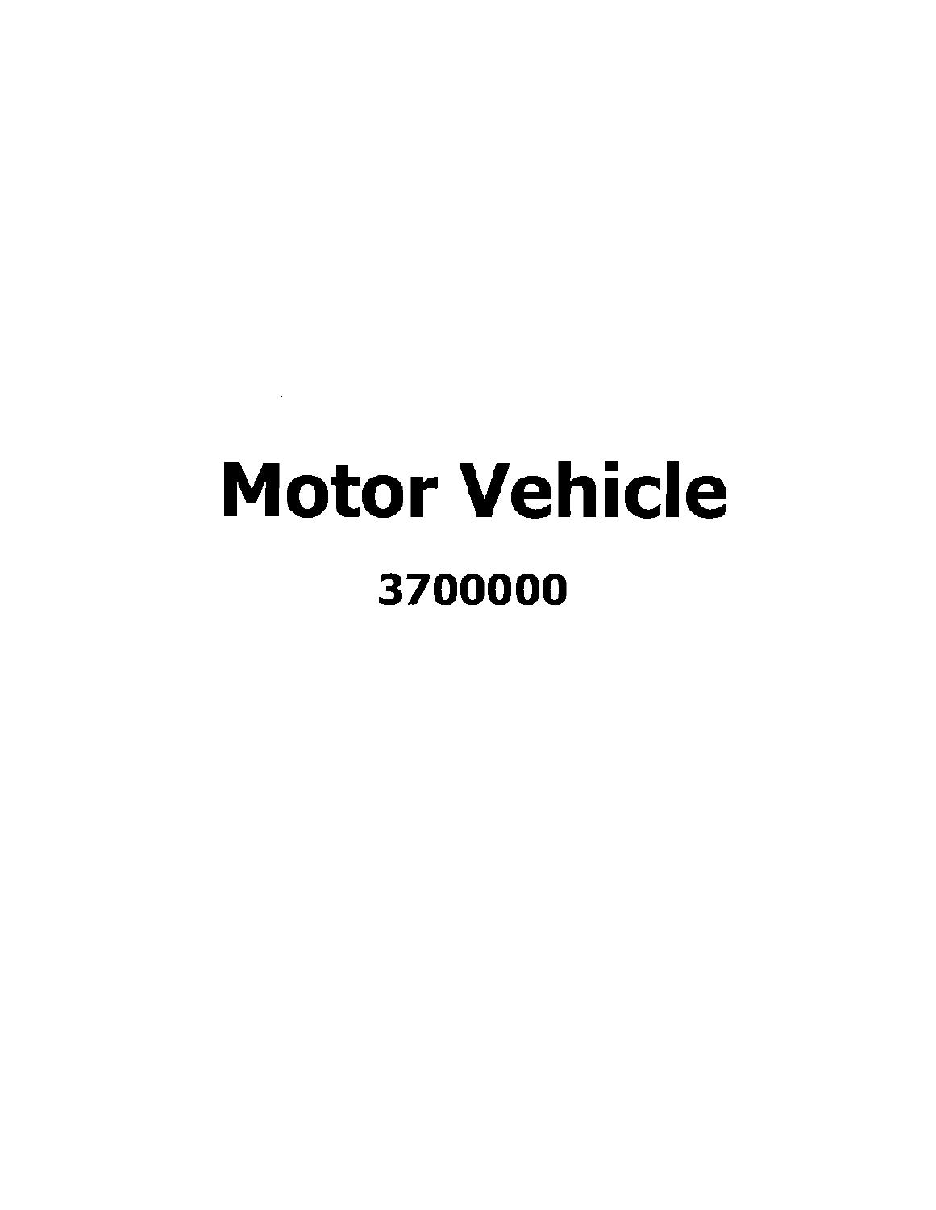# Motor Vehicle

## 3700000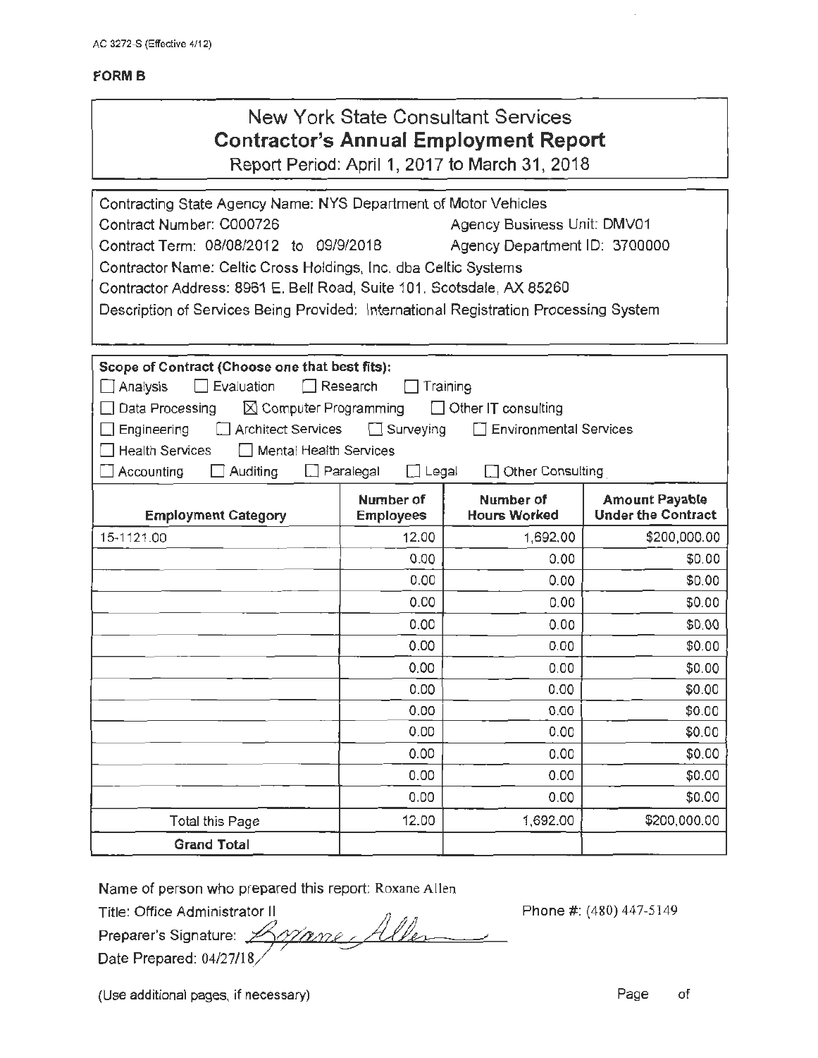AC 3272-S (Effective 4/12)

**FORM B**

# New York State Consultant Services
## Contractor's Annual Employment Report
Report Period: April 1, 2017 to March 31, 2018

Contracting State Agency Name: NYS Department of Motor Vehicles
Contract Number: C000726 Agency Business Unit: DMV01
Contract Term: 08/08/2012 to 09/9/2018 Agency Department ID: 3700000
Contractor Name: Celtic Cross Holdings, Inc. dba Celtic Systems
Contractor Address: 8961 E. Bell Road, Suite 101, Scotsdale, AX 85260
Description of Services Being Provided: International Registration Processing System

**Scope of Contract (Choose one that best fits):**

- ☐ Analysis ☐ Evaluation ☐ Research ☐ Training
- ☐ Data Processing ☒ Computer Programming ☐ Other IT consulting
- ☐ Engineering ☐ Architect Services ☐ Surveying ☐ Environmental Services
- ☐ Health Services ☐ Mental Health Services
- ☐ Accounting ☐ Auditing ☐ Paralegal ☐ Legal ☐ Other Consulting

| Employment Category | Number of Employees | Number of Hours Worked | Amount Payable Under the Contract |
|---|---|---|---|
| 15-1121.00 | 12.00 | 1,692.00 | $200,000.00 |
| | 0.00 | 0.00 | $0.00 |
| | 0.00 | 0.00 | $0.00 |
| | 0.00 | 0.00 | $0.00 |
| | 0.00 | 0.00 | $0.00 |
| | 0.00 | 0.00 | $0.00 |
| | 0.00 | 0.00 | $0.00 |
| | 0.00 | 0.00 | $0.00 |
| | 0.00 | 0.00 | $0.00 |
| | 0.00 | 0.00 | $0.00 |
| | 0.00 | 0.00 | $0.00 |
| | 0.00 | 0.00 | $0.00 |
| | 0.00 | 0.00 | $0.00 |
| Total this Page | 12.00 | 1,692.00 | $200,000.00 |
| **Grand Total** | | | |

Name of person who prepared this report: Roxane Allen
Title: Office Administrator II Phone #: (480) 447-5149
Preparer's Signature: Roxane Allen
Date Prepared: 04/27/18

(Use additional pages, if necessary) Page of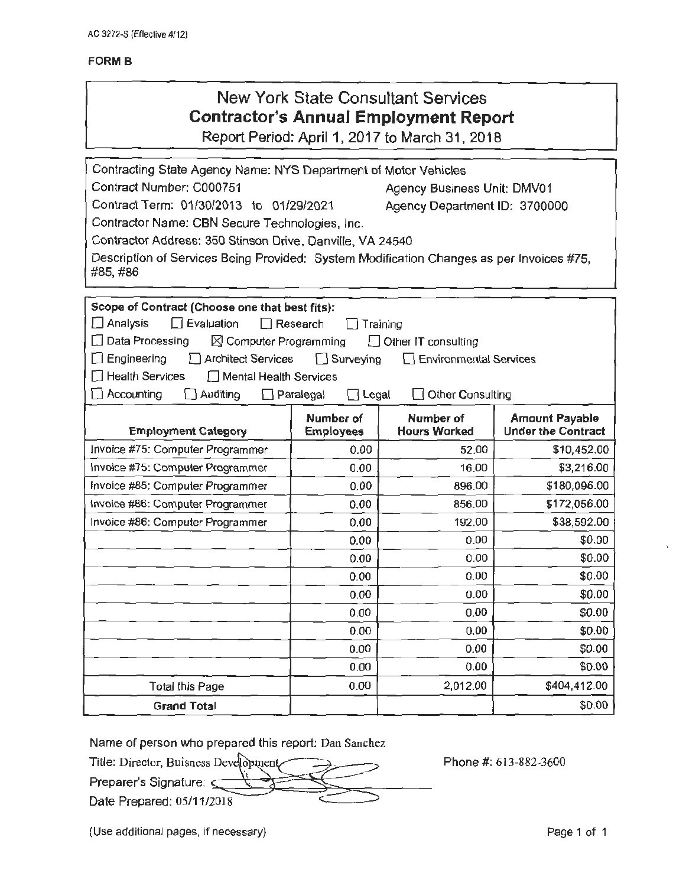AC 3272-S (Effective 4/12)

**FORM B**

# New York State Consultant Services
## Contractor's Annual Employment Report
Report Period: April 1, 2017 to March 31, 2018

Contracting State Agency Name: NYS Department of Motor Vehicles
Contract Number: C000751 Agency Business Unit: DMV01
Contract Term: 01/30/2013 to 01/29/2021 Agency Department ID: 3700000
Contractor Name: CBN Secure Technologies, Inc.
Contractor Address: 350 Stinson Drive, Danville, VA 24540
Description of Services Being Provided: System Modification Changes as per Invoices #75, #85, #86

**Scope of Contract (Choose one that best fits):**
☐ Analysis ☐ Evaluation ☐ Research ☐ Training
☐ Data Processing ☒ Computer Programming ☐ Other IT consulting
☐ Engineering ☐ Architect Services ☐ Surveying ☐ Environmental Services
☐ Health Services ☐ Mental Health Services
☐ Accounting ☐ Auditing ☐ Paralegal ☐ Legal ☐ Other Consulting

| Employment Category | Number of Employees | Number of Hours Worked | Amount Payable Under the Contract |
|---|---|---|---|
| Invoice #75: Computer Programmer | 0.00 | 52.00 | $10,452.00 |
| Invoice #75: Computer Programmer | 0.00 | 16.00 | $3,216.00 |
| Invoice #85: Computer Programmer | 0.00 | 896.00 | $180,096.00 |
| Invoice #86: Computer Programmer | 0.00 | 856.00 | $172,056.00 |
| Invoice #86: Computer Programmer | 0.00 | 192.00 | $38,592.00 |
| | 0.00 | 0.00 | $0.00 |
| | 0.00 | 0.00 | $0.00 |
| | 0.00 | 0.00 | $0.00 |
| | 0.00 | 0.00 | $0.00 |
| | 0.00 | 0.00 | $0.00 |
| | 0.00 | 0.00 | $0.00 |
| | 0.00 | 0.00 | $0.00 |
| | 0.00 | 0.00 | $0.00 |
| Total this Page | 0.00 | 2,012.00 | $404,412.00 |
| **Grand Total** | | | $0.00 |

Name of person who prepared this report: Dan Sanchez
Title: Director, Buisness Development Phone #: 613-882-3600
Preparer's Signature:
Date Prepared: 05/11/2018

(Use additional pages, if necessary)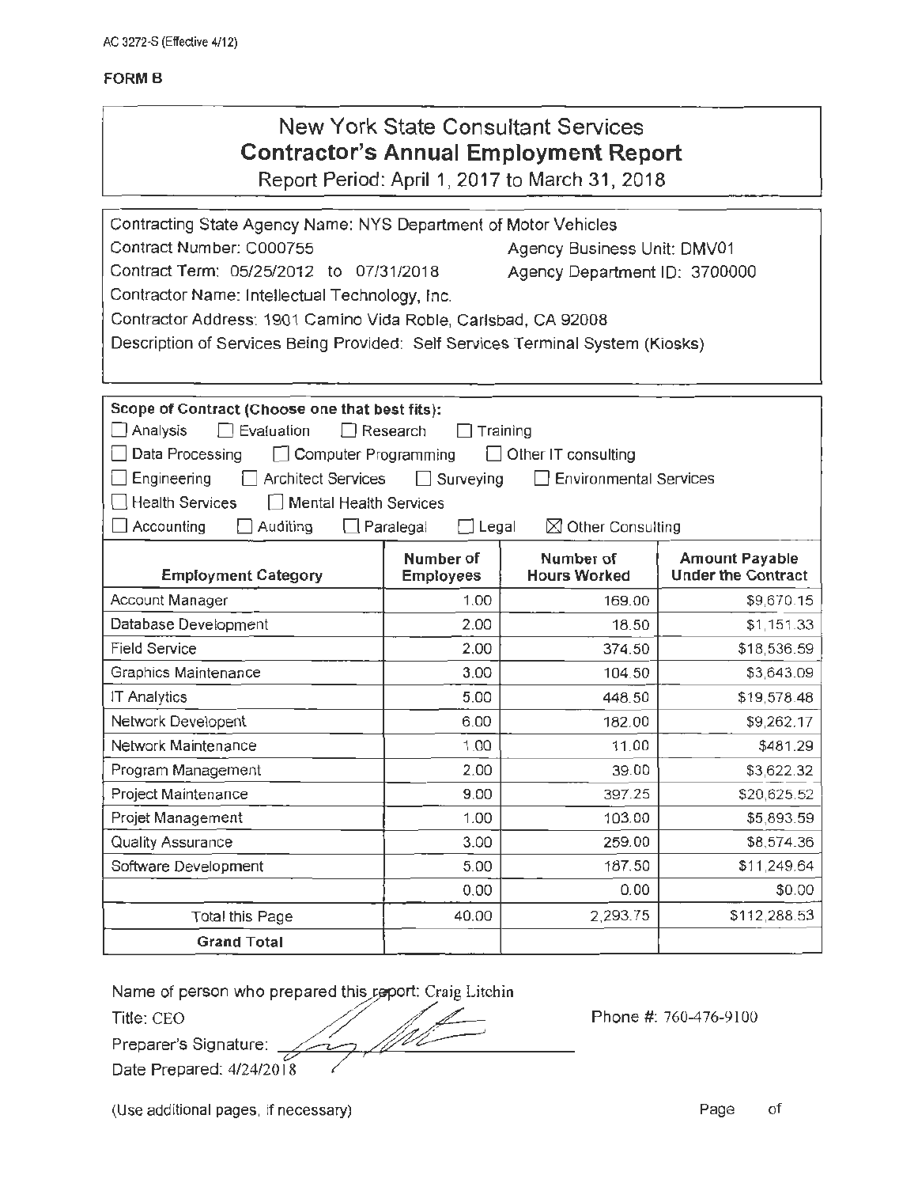AC 3272-S (Effective 4/12)

**FORM B**

# New York State Consultant Services
## Contractor's Annual Employment Report
Report Period: April 1, 2017 to March 31, 2018

Contracting State Agency Name: NYS Department of Motor Vehicles
Contract Number: C000755 Agency Business Unit: DMV01
Contract Term: 05/25/2012 to 07/31/2018 Agency Department ID: 3700000
Contractor Name: Intellectual Technology, Inc.
Contractor Address: 1901 Camino Vida Roble, Carlsbad, CA 92008
Description of Services Being Provided: Self Services Terminal System (Kiosks)

**Scope of Contract (Choose one that best fits):**

☐ Analysis ☐ Evaluation ☐ Research ☐ Training
☐ Data Processing ☐ Computer Programming ☐ Other IT consulting
☐ Engineering ☐ Architect Services ☐ Surveying ☐ Environmental Services
☐ Health Services ☐ Mental Health Services
☐ Accounting ☐ Auditing ☐ Paralegal ☐ Legal ☒ Other Consulting

| Employment Category | Number of Employees | Number of Hours Worked | Amount Payable Under the Contract |
|---|---|---|---|
| Account Manager | 1.00 | 169.00 | $9,670.15 |
| Database Development | 2.00 | 18.50 | $1,151.33 |
| Field Service | 2.00 | 374.50 | $18,536.59 |
| Graphics Maintenance | 3.00 | 104.50 | $3,643.09 |
| IT Analytics | 5.00 | 448.50 | $19,578.48 |
| Network Developent | 6.00 | 182.00 | $9,262.17 |
| Network Maintenance | 1.00 | 11.00 | $481.29 |
| Program Management | 2.00 | 39.00 | $3,622.32 |
| Project Maintenance | 9.00 | 397.25 | $20,625.52 |
| Projet Management | 1.00 | 103.00 | $5,893.59 |
| Quality Assurance | 3.00 | 259.00 | $8,574.36 |
| Software Development | 5.00 | 187.50 | $11,249.64 |
| | 0.00 | 0.00 | $0.00 |
| Total this Page | 40.00 | 2,293.75 | $112,288.53 |
| **Grand Total** | | | |

Name of person who prepared this report: Craig Litchin
Title: CEO Phone #: 760-476-9100
Preparer's Signature:
Date Prepared: 4/24/2018

(Use additional pages, if necessary) Page of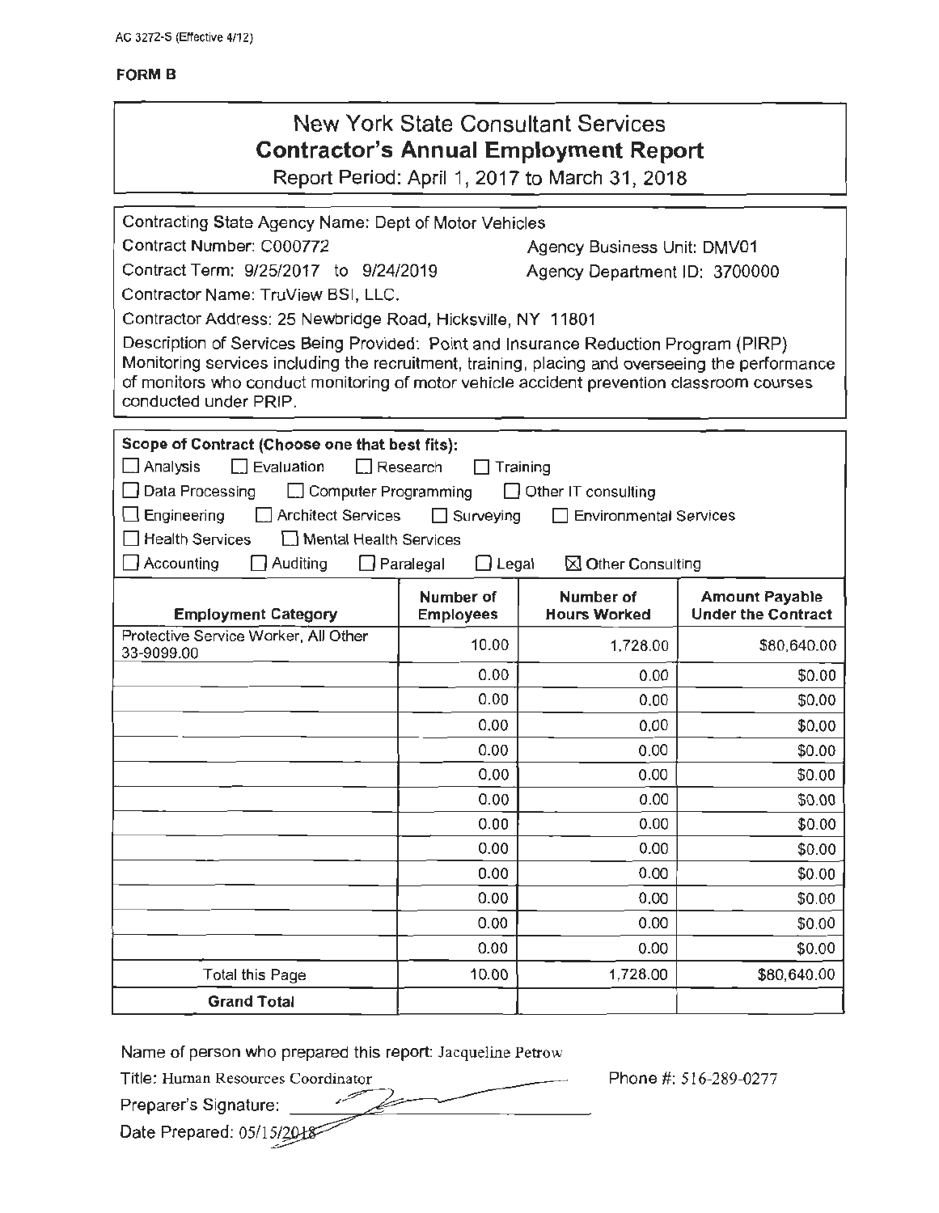AC 3272-S (Effective 4/12)

**FORM B**

# New York State Consultant Services
## Contractor's Annual Employment Report

Report Period: April 1, 2017 to March 31, 2018

Contracting State Agency Name: Dept of Motor Vehicles

Contract Number: C000772 Agency Business Unit: DMV01

Contract Term: 9/25/2017 to 9/24/2019 Agency Department ID: 3700000

Contractor Name: TruView BSI, LLC.

Contractor Address: 25 Newbridge Road, Hicksville, NY 11801

Description of Services Being Provided: Point and Insurance Reduction Program (PIRP) Monitoring services including the recruitment, training, placing and overseeing the performance of monitors who conduct monitoring of motor vehicle accident prevention classroom courses conducted under PRIP.

**Scope of Contract (Choose one that best fits):**

☐ Analysis ☐ Evaluation ☐ Research ☐ Training
☐ Data Processing ☐ Computer Programming ☐ Other IT consulting
☐ Engineering ☐ Architect Services ☐ Surveying ☐ Environmental Services
☐ Health Services ☐ Mental Health Services
☐ Accounting ☐ Auditing ☐ Paralegal ☐ Legal ☒ Other Consulting

| Employment Category | Number of Employees | Number of Hours Worked | Amount Payable Under the Contract |
|---|---|---|---|
| Protective Service Worker, All Other 33-9099.00 | 10.00 | 1,728.00 | $80,640.00 |
| | 0.00 | 0.00 | $0.00 |
| | 0.00 | 0.00 | $0.00 |
| | 0.00 | 0.00 | $0.00 |
| | 0.00 | 0.00 | $0.00 |
| | 0.00 | 0.00 | $0.00 |
| | 0.00 | 0.00 | $0.00 |
| | 0.00 | 0.00 | $0.00 |
| | 0.00 | 0.00 | $0.00 |
| | 0.00 | 0.00 | $0.00 |
| | 0.00 | 0.00 | $0.00 |
| | 0.00 | 0.00 | $0.00 |
| | 0.00 | 0.00 | $0.00 |
| Total this Page | 10.00 | 1,728.00 | $80,640.00 |
| **Grand Total** | | | |

Name of person who prepared this report: Jacqueline Petrow

Title: Human Resources Coordinator Phone #: 516-289-0277

Preparer's Signature:

Date Prepared: 05/15/2018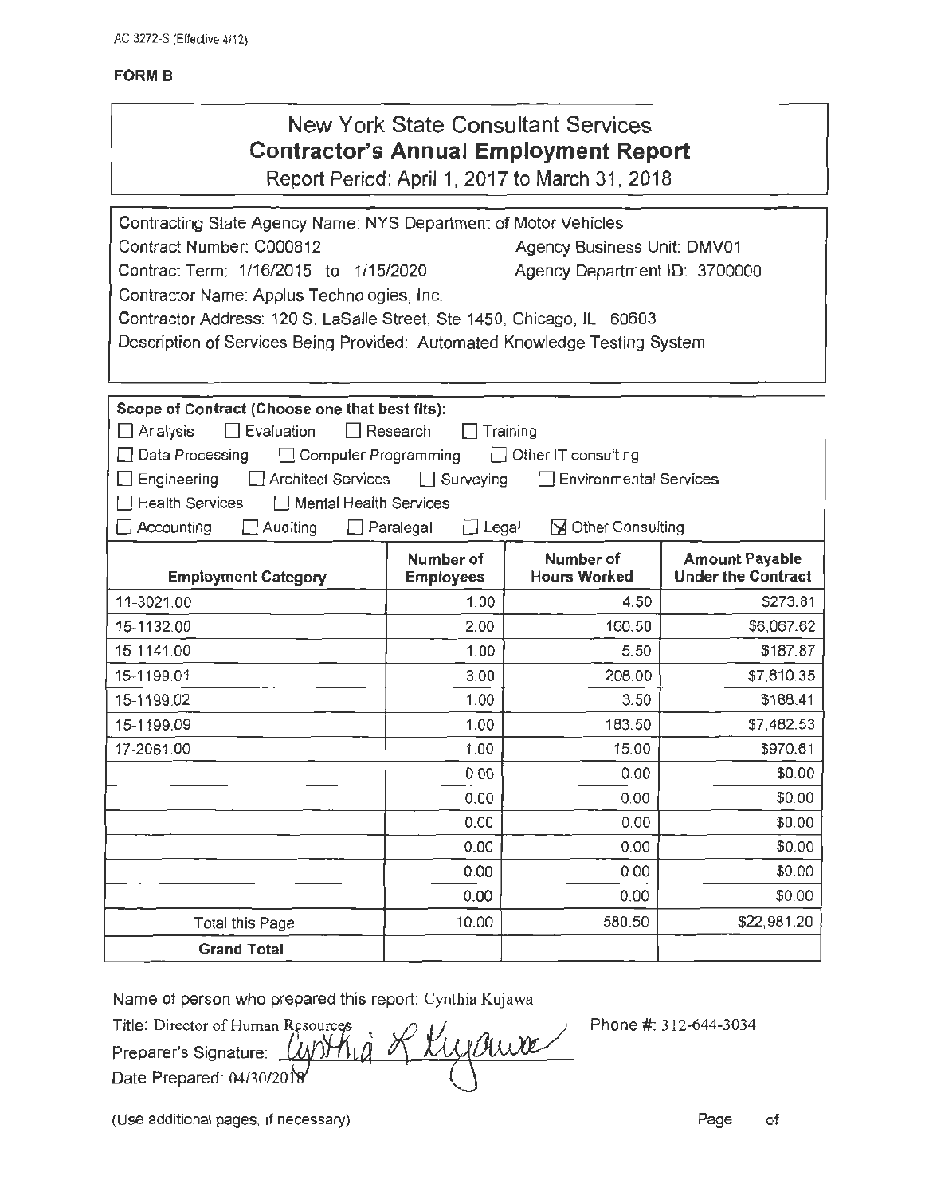AC 3272-S (Effective 4/12)

**FORM B**

# New York State Consultant Services
## Contractor's Annual Employment Report
Report Period: April 1, 2017 to March 31, 2018

Contracting State Agency Name: NYS Department of Motor Vehicles
Contract Number: C000812 Agency Business Unit: DMV01
Contract Term: 1/16/2015 to 1/15/2020 Agency Department ID: 3700000
Contractor Name: Applus Technologies, Inc.
Contractor Address: 120 S. LaSalle Street, Ste 1450, Chicago, IL 60603
Description of Services Being Provided: Automated Knowledge Testing System

**Scope of Contract (Choose one that best fits):**
☐ Analysis ☐ Evaluation ☐ Research ☐ Training
☐ Data Processing ☐ Computer Programming ☐ Other IT consulting
☐ Engineering ☐ Architect Services ☐ Surveying ☐ Environmental Services
☐ Health Services ☐ Mental Health Services
☐ Accounting ☐ Auditing ☐ Paralegal ☐ Legal ☒ Other Consulting

| Employment Category | Number of Employees | Number of Hours Worked | Amount Payable Under the Contract |
|---|---|---|---|
| 11-3021.00 | 1.00 | 4.50 | $273.81 |
| 15-1132.00 | 2.00 | 160.50 | $6,067.62 |
| 15-1141.00 | 1.00 | 5.50 | $187.87 |
| 15-1199.01 | 3.00 | 208.00 | $7,810.35 |
| 15-1199.02 | 1.00 | 3.50 | $188.41 |
| 15-1199.09 | 1.00 | 183.50 | $7,482.53 |
| 17-2061.00 | 1.00 | 15.00 | $970.61 |
| | 0.00 | 0.00 | $0.00 |
| | 0.00 | 0.00 | $0.00 |
| | 0.00 | 0.00 | $0.00 |
| | 0.00 | 0.00 | $0.00 |
| | 0.00 | 0.00 | $0.00 |
| | 0.00 | 0.00 | $0.00 |
| Total this Page | 10.00 | 580.50 | $22,981.20 |
| **Grand Total** | | | |

Name of person who prepared this report: Cynthia Kujawa
Title: Director of Human Resources Phone #: 312-644-3034
Preparer's Signature: Cynthia L Kujawa
Date Prepared: 04/30/2018

(Use additional pages, if necessary) Page of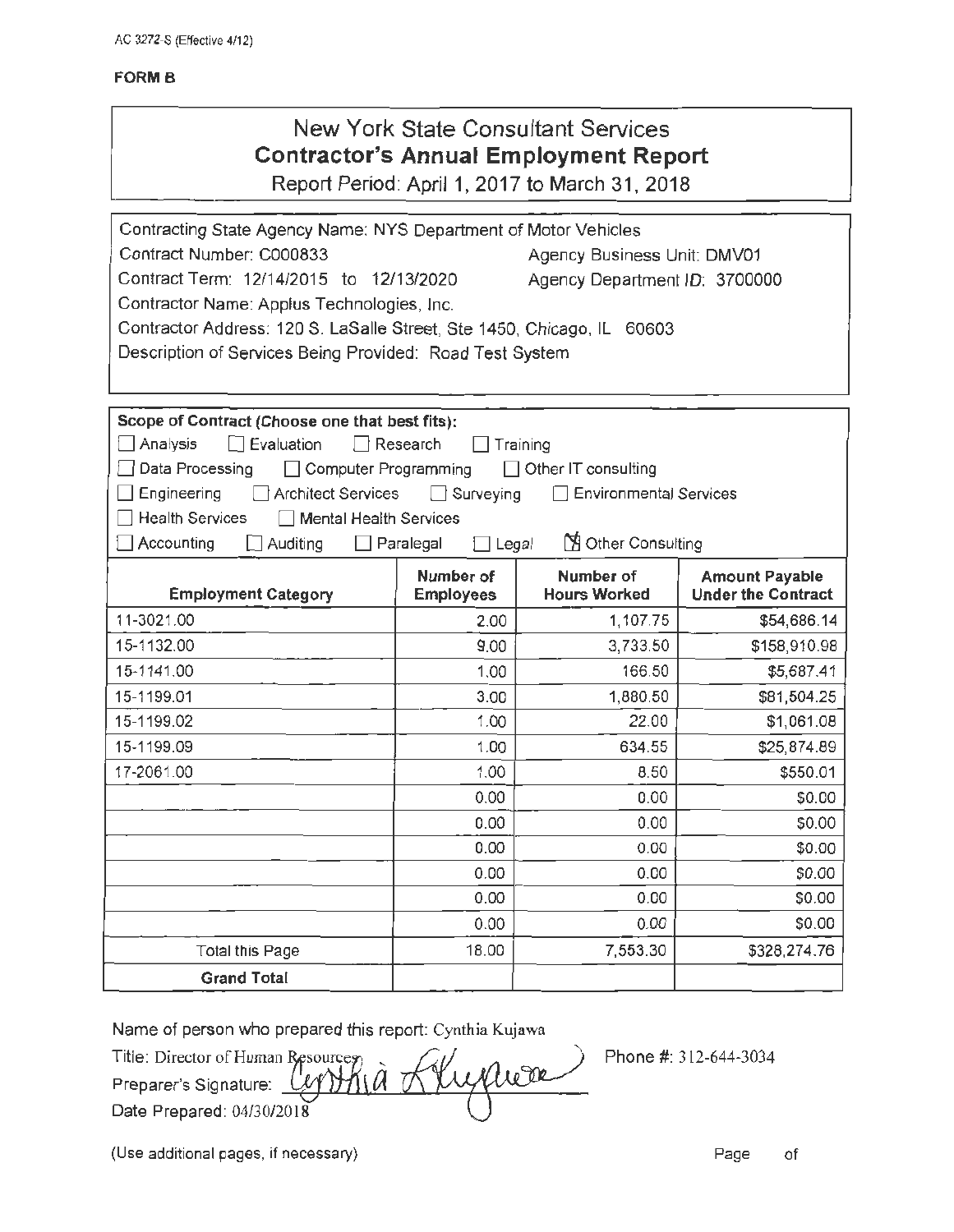AC 3272-S (Effective 4/12)

**FORM B**

# New York State Consultant Services
## Contractor's Annual Employment Report
Report Period: April 1, 2017 to March 31, 2018

Contracting State Agency Name: NYS Department of Motor Vehicles
Contract Number: C000833 Agency Business Unit: DMV01
Contract Term: 12/14/2015 to 12/13/2020 Agency Department ID: 3700000
Contractor Name: Applus Technologies, Inc.
Contractor Address: 120 S. LaSalle Street, Ste 1450, Chicago, IL 60603
Description of Services Being Provided: Road Test System

**Scope of Contract (Choose one that best fits):**

- [ ] Analysis
- [ ] Evaluation
- [ ] Research
- [ ] Training
- [ ] Data Processing
- [ ] Computer Programming
- [ ] Other IT consulting
- [ ] Engineering
- [ ] Architect Services
- [ ] Surveying
- [ ] Environmental Services
- [ ] Health Services
- [ ] Mental Health Services
- [ ] Accounting
- [ ] Auditing
- [ ] Paralegal
- [ ] Legal
- [x] Other Consulting

| Employment Category | Number of Employees | Number of Hours Worked | Amount Payable Under the Contract |
|---|---|---|---|
| 11-3021.00 | 2.00 | 1,107.75 | $54,686.14 |
| 15-1132.00 | 9.00 | 3,733.50 | $158,910.98 |
| 15-1141.00 | 1.00 | 166.50 | $5,687.41 |
| 15-1199.01 | 3.00 | 1,880.50 | $81,504.25 |
| 15-1199.02 | 1.00 | 22.00 | $1,061.08 |
| 15-1199.09 | 1.00 | 634.55 | $25,874.89 |
| 17-2061.00 | 1.00 | 8.50 | $550.01 |
| | 0.00 | 0.00 | $0.00 |
| | 0.00 | 0.00 | $0.00 |
| | 0.00 | 0.00 | $0.00 |
| | 0.00 | 0.00 | $0.00 |
| | 0.00 | 0.00 | $0.00 |
| | 0.00 | 0.00 | $0.00 |
| Total this Page | 18.00 | 7,553.30 | $328,274.76 |
| **Grand Total** | | | |

Name of person who prepared this report: Cynthia Kujawa
Title: Director of Human Resources Phone #: 312-644-3034
Preparer's Signature: Cynthia Kujawa
Date Prepared: 04/30/2018

(Use additional pages, if necessary) Page of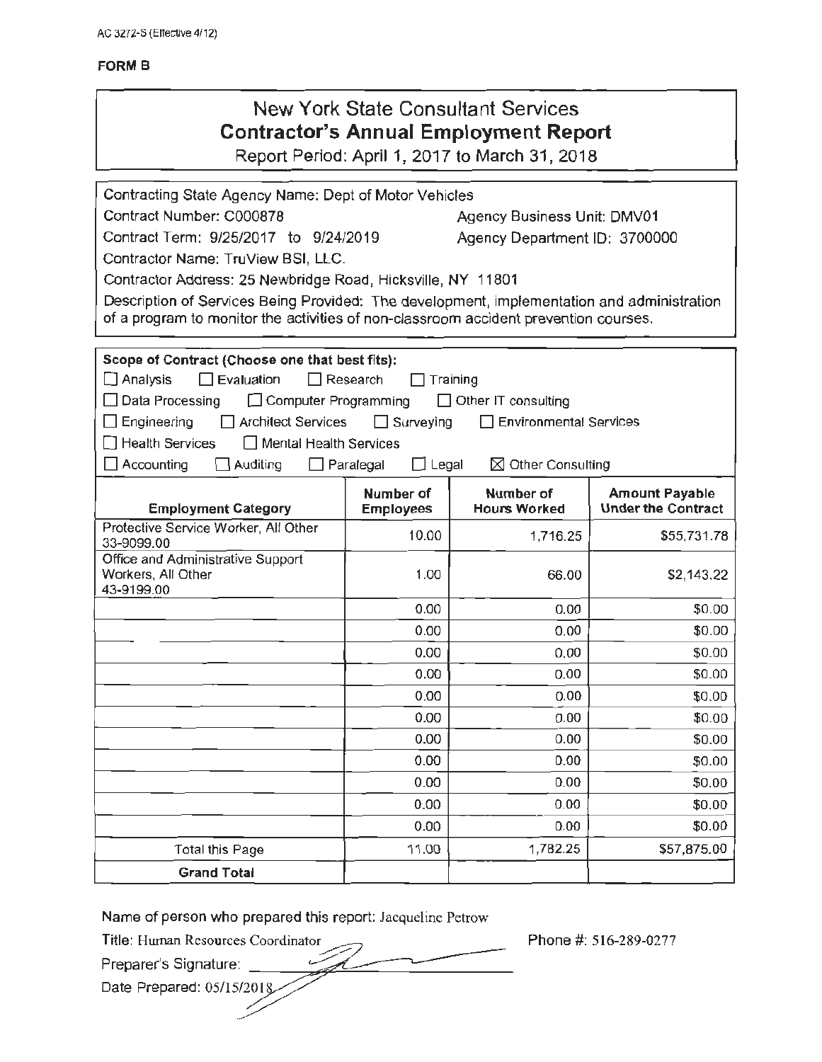AC 3272-S (Effective 4/12)

**FORM B**

# New York State Consultant Services
## Contractor's Annual Employment Report

Report Period: April 1, 2017 to March 31, 2018

Contracting State Agency Name: Dept of Motor Vehicles

Contract Number: C000878 — Agency Business Unit: DMV01

Contract Term: 9/25/2017 to 9/24/2019 — Agency Department ID: 3700000

Contractor Name: TruView BSI, LLC.

Contractor Address: 25 Newbridge Road, Hicksville, NY 11801

Description of Services Being Provided: The development, implementation and administration of a program to monitor the activities of non-classroom accident prevention courses.

**Scope of Contract (Choose one that best fits):**

☐ Analysis ☐ Evaluation ☐ Research ☐ Training

☐ Data Processing ☐ Computer Programming ☐ Other IT consulting

☐ Engineering ☐ Architect Services ☐ Surveying ☐ Environmental Services

☐ Health Services ☐ Mental Health Services

☐ Accounting ☐ Auditing ☐ Paralegal ☐ Legal ☒ Other Consulting

| Employment Category | Number of Employees | Number of Hours Worked | Amount Payable Under the Contract |
|---|---|---|---|
| Protective Service Worker, All Other 33-9099.00 | 10.00 | 1,716.25 | $55,731.78 |
| Office and Administrative Support Workers, All Other 43-9199.00 | 1.00 | 66.00 | $2,143.22 |
| | 0.00 | 0.00 | $0.00 |
| | 0.00 | 0.00 | $0.00 |
| | 0.00 | 0.00 | $0.00 |
| | 0.00 | 0.00 | $0.00 |
| | 0.00 | 0.00 | $0.00 |
| | 0.00 | 0.00 | $0.00 |
| | 0.00 | 0.00 | $0.00 |
| | 0.00 | 0.00 | $0.00 |
| | 0.00 | 0.00 | $0.00 |
| | 0.00 | 0.00 | $0.00 |
| | 0.00 | 0.00 | $0.00 |
| Total this Page | 11.00 | 1,782.25 | $57,875.00 |
| **Grand Total** | | | |

Name of person who prepared this report: Jacqueline Petrow

Title: Human Resources Coordinator — Phone #: 516-289-0277

Preparer's Signature: [signature]

Date Prepared: 05/15/2018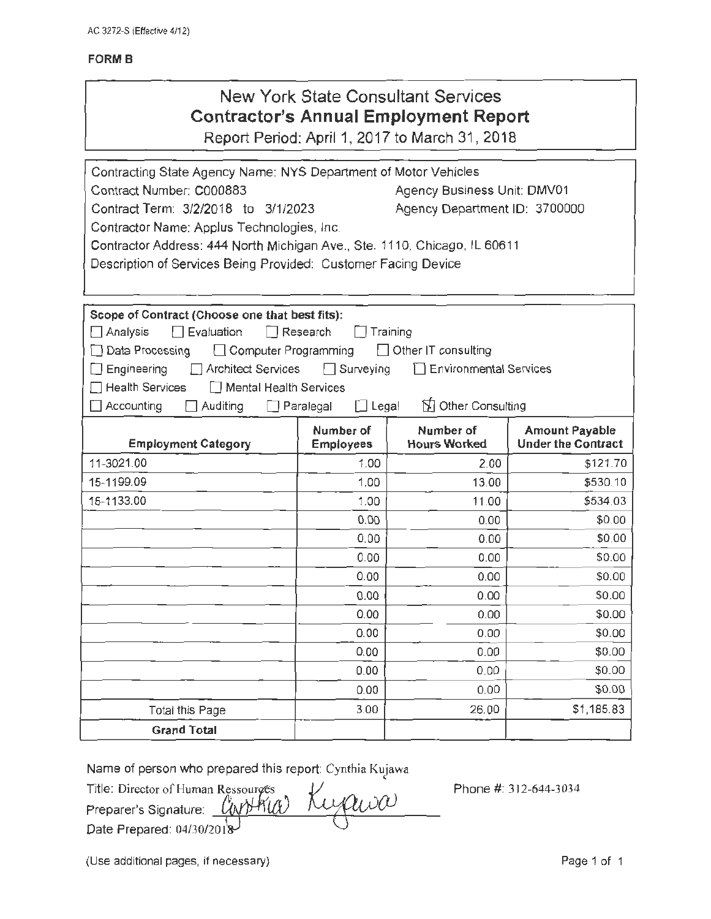AC 3272-S (Effective 4/12)

**FORM B**

# New York State Consultant Services
## Contractor's Annual Employment Report

Report Period: April 1, 2017 to March 31, 2018

Contracting State Agency Name: NYS Department of Motor Vehicles
Contract Number: C000883 Agency Business Unit: DMV01
Contract Term: 3/2/2018 to 3/1/2023 Agency Department ID: 3700000
Contractor Name: Applus Technologies, Inc.
Contractor Address: 444 North Michigan Ave., Ste. 1110, Chicago, IL 60611
Description of Services Being Provided: Customer Facing Device

**Scope of Contract (Choose one that best fits):**

☐ Analysis ☐ Evaluation ☐ Research ☐ Training
☐ Data Processing ☐ Computer Programming ☐ Other IT consulting
☐ Engineering ☐ Architect Services ☐ Surveying ☐ Environmental Services
☐ Health Services ☐ Mental Health Services
☐ Accounting ☐ Auditing ☐ Paralegal ☐ Legal ☒ Other Consulting

| Employment Category | Number of Employees | Number of Hours Worked | Amount Payable Under the Contract |
|---|---|---|---|
| 11-3021.00 | 1.00 | 2.00 | $121.70 |
| 15-1199.09 | 1.00 | 13.00 | $530.10 |
| 15-1133.00 | 1.00 | 11.00 | $534.03 |
| | 0.00 | 0.00 | $0.00 |
| | 0.00 | 0.00 | $0.00 |
| | 0.00 | 0.00 | $0.00 |
| | 0.00 | 0.00 | $0.00 |
| | 0.00 | 0.00 | $0.00 |
| | 0.00 | 0.00 | $0.00 |
| | 0.00 | 0.00 | $0.00 |
| | 0.00 | 0.00 | $0.00 |
| | 0.00 | 0.00 | $0.00 |
| | 0.00 | 0.00 | $0.00 |
| Total this Page | 3.00 | 26.00 | $1,185.83 |
| **Grand Total** | | | |

Name of person who prepared this report: Cynthia Kujawa
Title: Director of Human Ressources
Preparer's Signature: Cynthia Kujawa
Date Prepared: 04/30/2018

Phone #: 312-644-3034

(Use additional pages, if necessary)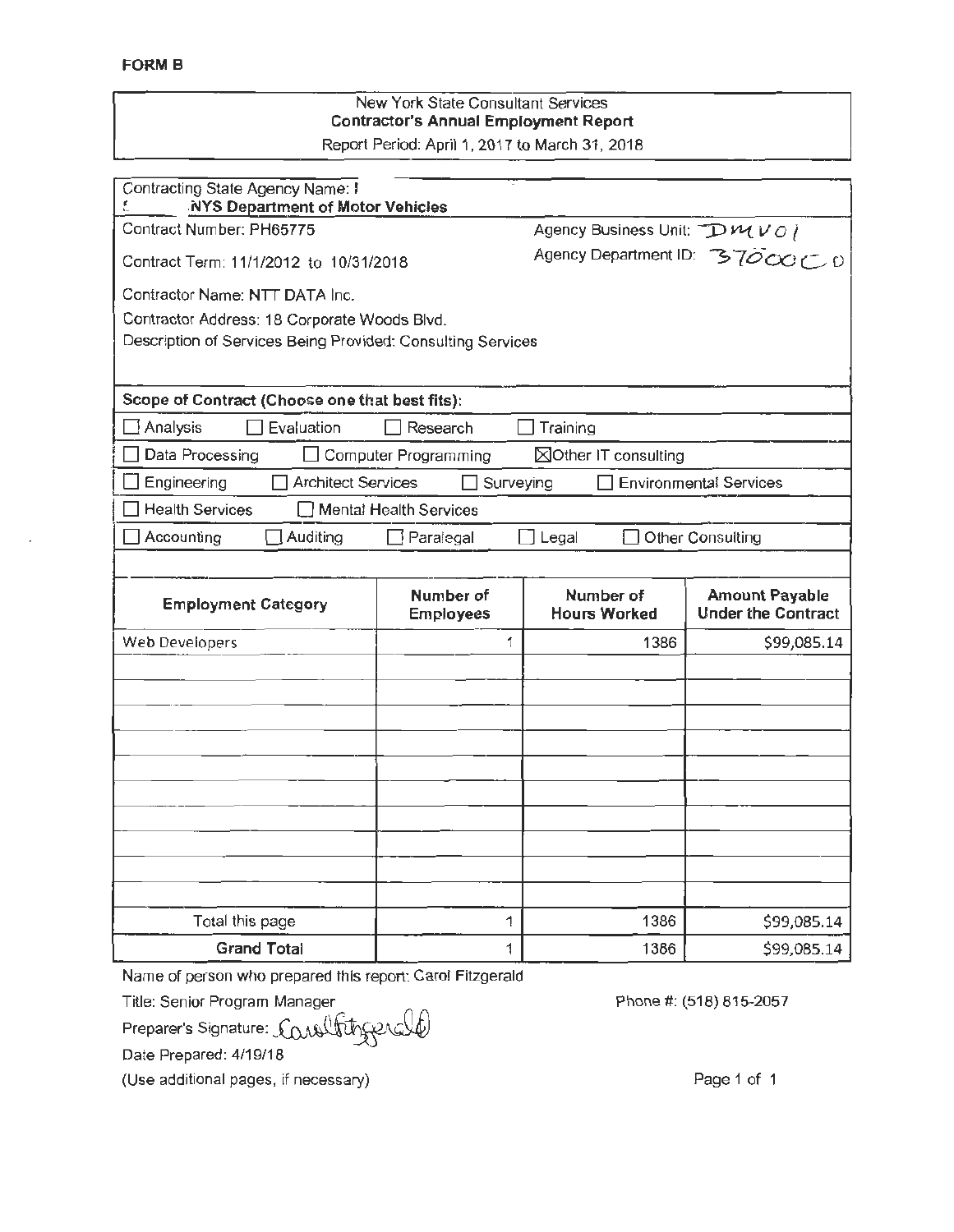**FORM B**

New York State Consultant Services
**Contractor's Annual Employment Report**
Report Period: April 1, 2017 to March 31, 2018

Contracting State Agency Name: **NYS Department of Motor Vehicles**

Contract Number: PH65775

Agency Business Unit: DMV01

Contract Term: 11/1/2012 to 10/31/2018

Agency Department ID: 3700000

Contractor Name: NTT DATA Inc.

Contractor Address: 18 Corporate Woods Blvd.

Description of Services Being Provided: Consulting Services

**Scope of Contract (Choose one that best fits):**

☐ Analysis ☐ Evaluation ☐ Research ☐ Training

☐ Data Processing ☐ Computer Programming ☒ Other IT consulting

☐ Engineering ☐ Architect Services ☐ Surveying ☐ Environmental Services

☐ Health Services ☐ Mental Health Services

☐ Accounting ☐ Auditing ☐ Paralegal ☐ Legal ☐ Other Consulting

| Employment Category | Number of Employees | Number of Hours Worked | Amount Payable Under the Contract |
|---|---|---|---|
| Web Developers | 1 | 1386 | $99,085.14 |
| | | | |
| | | | |
| | | | |
| | | | |
| | | | |
| | | | |
| | | | |
| | | | |
| | | | |
| | | | |
| Total this page | 1 | 1386 | $99,085.14 |
| **Grand Total** | 1 | 1386 | $99,085.14 |

Name of person who prepared this report: Carol Fitzgerald

Title: Senior Program Manager

Phone #: (518) 815-2057

Preparer's Signature: Carol Fitzgerald

Date Prepared: 4/19/18

(Use additional pages, if necessary)

Page 1 of 1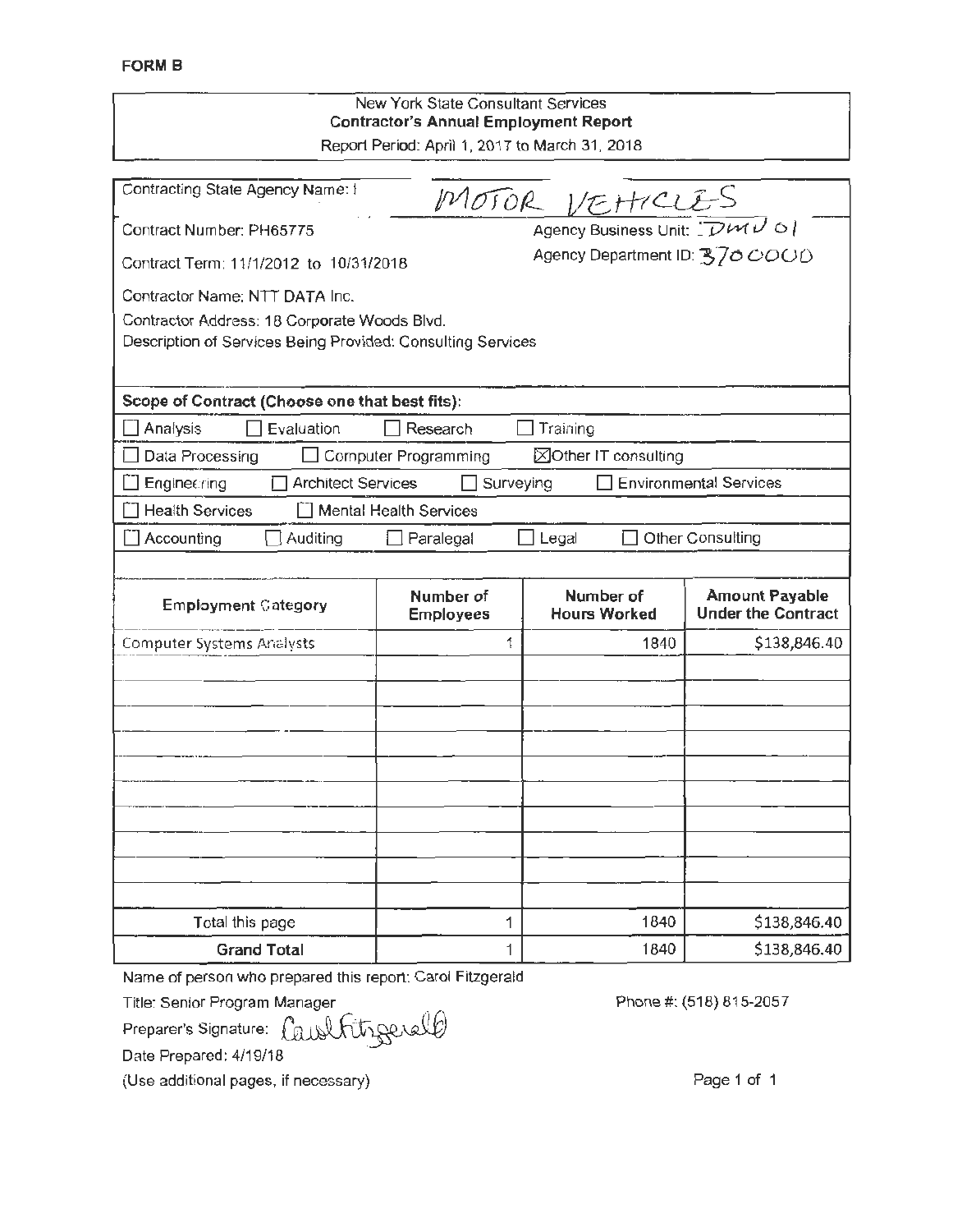**FORM B**

New York State Consultant Services
**Contractor's Annual Employment Report**
Report Period: April 1, 2017 to March 31, 2018

Contracting State Agency Name: MOTOR VEHICLES

Contract Number: PH65775 — Agency Business Unit: DMV01

Contract Term: 11/1/2012 to 10/31/2018 — Agency Department ID: 3700000

Contractor Name: NTT DATA Inc.

Contractor Address: 18 Corporate Woods Blvd.

Description of Services Being Provided: Consulting Services

**Scope of Contract (Choose one that best fits):**

- ☐ Analysis ☐ Evaluation ☐ Research ☐ Training
- ☐ Data Processing ☐ Computer Programming ☒ Other IT consulting
- ☐ Engineering ☐ Architect Services ☐ Surveying ☐ Environmental Services
- ☐ Health Services ☐ Mental Health Services
- ☐ Accounting ☐ Auditing ☐ Paralegal ☐ Legal ☐ Other Consulting

| Employment Category | Number of Employees | Number of Hours Worked | Amount Payable Under the Contract |
|---|---|---|---|
| Computer Systems Analysts | 1 | 1840 | $138,846.40 |
| | | | |
| | | | |
| | | | |
| | | | |
| | | | |
| | | | |
| | | | |
| | | | |
| | | | |
| | | | |
| Total this page | 1 | 1840 | $138,846.40 |
| **Grand Total** | 1 | 1840 | $138,846.40 |

Name of person who prepared this report: Carol Fitzgerald

Title: Senior Program Manager — Phone #: (518) 815-2057

Preparer's Signature: Carol Fitzgerald

Date Prepared: 4/19/18

(Use additional pages, if necessary)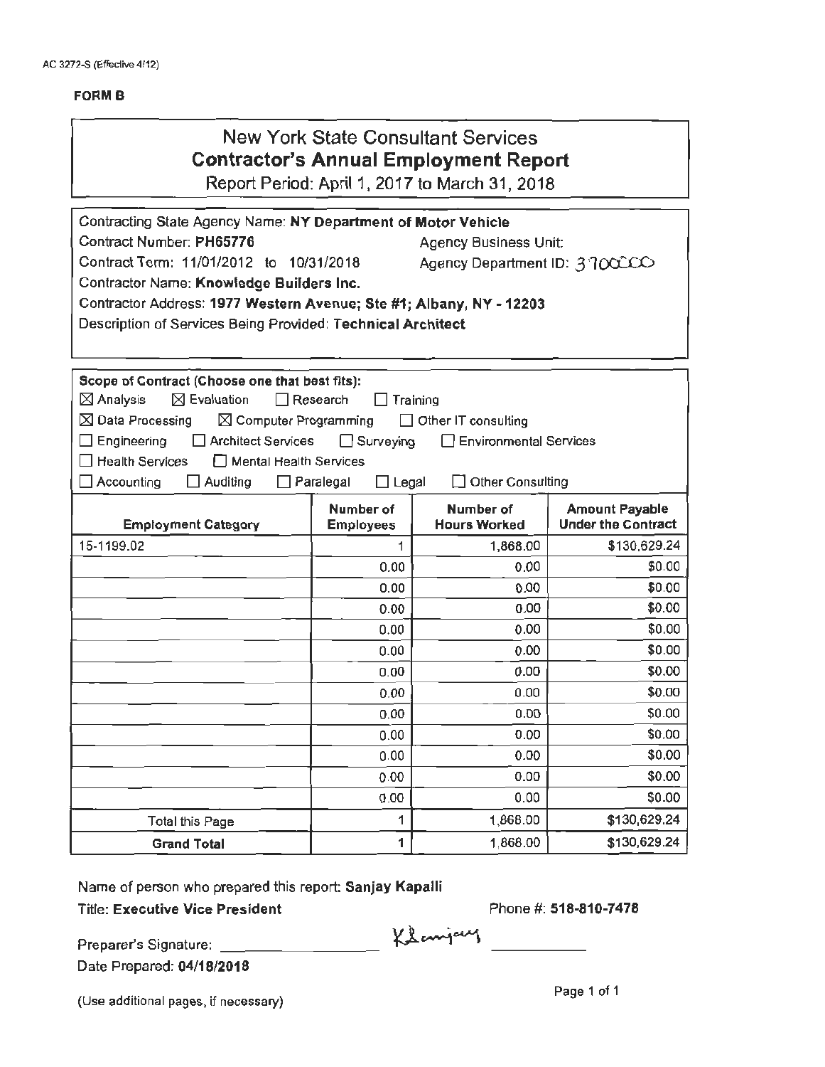AC 3272-S (Effective 4/12)

**FORM B**

# New York State Consultant Services
## Contractor's Annual Employment Report
Report Period: April 1, 2017 to March 31, 2018

Contracting State Agency Name: **NY Department of Motor Vehicle**
Contract Number: **PH65776** Agency Business Unit:
Contract Term: 11/01/2012 to 10/31/2018 Agency Department ID: 3700000
Contractor Name: **Knowledge Builders Inc.**
Contractor Address: **1977 Western Avenue; Ste #1; Albany, NY - 12203**
Description of Services Being Provided: **Technical Architect**

**Scope of Contract (Choose one that best fits):**
☒ Analysis ☒ Evaluation ☐ Research ☐ Training
☒ Data Processing ☒ Computer Programming ☐ Other IT consulting
☐ Engineering ☐ Architect Services ☐ Surveying ☐ Environmental Services
☐ Health Services ☐ Mental Health Services
☐ Accounting ☐ Auditing ☐ Paralegal ☐ Legal ☐ Other Consulting

| Employment Category | Number of Employees | Number of Hours Worked | Amount Payable Under the Contract |
|---|---|---|---|
| 15-1199.02 | 1 | 1,868.00 | $130,629.24 |
| | 0.00 | 0.00 | $0.00 |
| | 0.00 | 0.00 | $0.00 |
| | 0.00 | 0.00 | $0.00 |
| | 0.00 | 0.00 | $0.00 |
| | 0.00 | 0.00 | $0.00 |
| | 0.00 | 0.00 | $0.00 |
| | 0.00 | 0.00 | $0.00 |
| | 0.00 | 0.00 | $0.00 |
| | 0.00 | 0.00 | $0.00 |
| | 0.00 | 0.00 | $0.00 |
| | 0.00 | 0.00 | $0.00 |
| | 0.00 | 0.00 | $0.00 |
| Total this Page | 1 | 1,868.00 | $130,629.24 |
| **Grand Total** | 1 | 1,868.00 | $130,629.24 |

Name of person who prepared this report: **Sanjay Kapalli**
**Title: Executive Vice President** Phone #: **518-810-7478**

Preparer's Signature: Ksanjay
Date Prepared: **04/18/2018**

(Use additional pages, if necessary)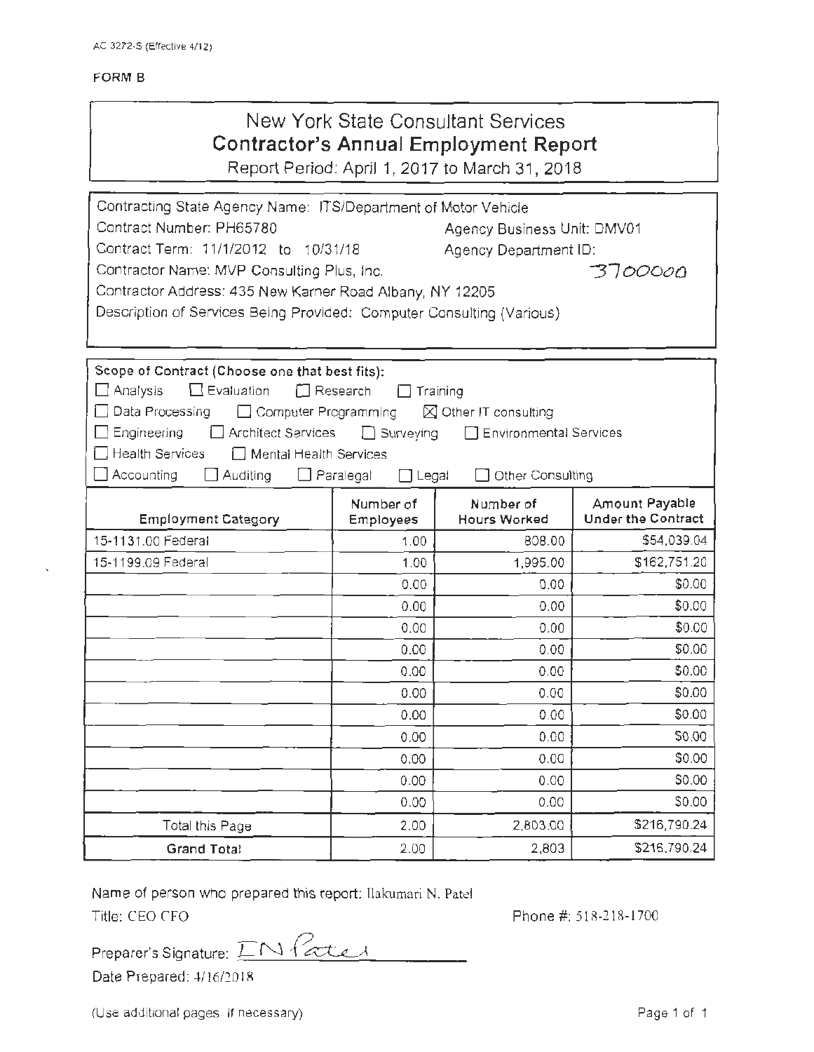AC 3272-S (Effective 4/12)

FORM B

# New York State Consultant Services
## Contractor's Annual Employment Report

Report Period: April 1, 2017 to March 31, 2018

Contracting State Agency Name: ITS/Department of Motor Vehicle

Contract Number: PH65780 Agency Business Unit: DMV01

Contract Term: 11/1/2012 to 10/31/18 Agency Department ID: 3700000

Contractor Name: MVP Consulting Plus, Inc.

Contractor Address: 435 New Karner Road Albany, NY 12205

Description of Services Being Provided: Computer Consulting (Various)

**Scope of Contract (Choose one that best fits):**

☐ Analysis ☐ Evaluation ☐ Research ☐ Training
☐ Data Processing ☐ Computer Programming ☒ Other IT consulting
☐ Engineering ☐ Architect Services ☐ Surveying ☐ Environmental Services
☐ Health Services ☐ Mental Health Services
☐ Accounting ☐ Auditing ☐ Paralegal ☐ Legal ☐ Other Consulting

| Employment Category | Number of Employees | Number of Hours Worked | Amount Payable Under the Contract |
|---|---|---|---|
| 15-1131.00 Federal | 1.00 | 808.00 | $54,039.04 |
| 15-1199.09 Federal | 1.00 | 1,995.00 | $162,751.20 |
| | 0.00 | 0.00 | $0.00 |
| | 0.00 | 0.00 | $0.00 |
| | 0.00 | 0.00 | $0.00 |
| | 0.00 | 0.00 | $0.00 |
| | 0.00 | 0.00 | $0.00 |
| | 0.00 | 0.00 | $0.00 |
| | 0.00 | 0.00 | $0.00 |
| | 0.00 | 0.00 | $0.00 |
| | 0.00 | 0.00 | $0.00 |
| | 0.00 | 0.00 | $0.00 |
| | 0.00 | 0.00 | $0.00 |
| Total this Page | 2.00 | 2,803.00 | $216,790.24 |
| **Grand Total** | 2.00 | 2,803 | $216,790.24 |

Name of person who prepared this report: Ilakumari N. Patel

Title: CEO CFO Phone #: 518-218-1700

Preparer's Signature: I N Patel

Date Prepared: 4/16/2018

(Use additional pages if necessary)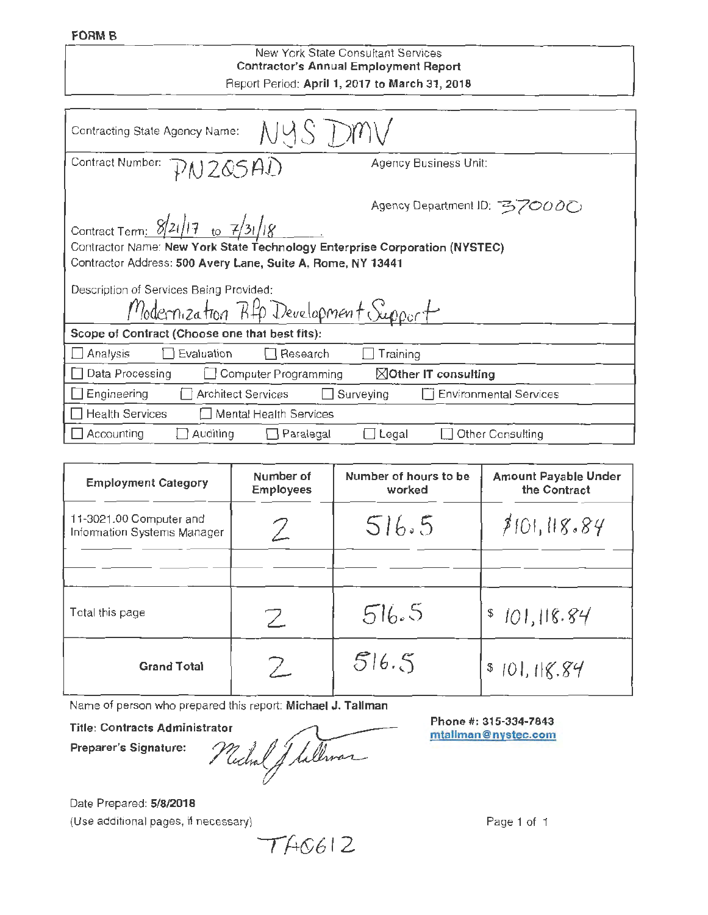FORM B

New York State Consultant Services
**Contractor's Annual Employment Report**
Report Period: **April 1, 2017 to March 31, 2018**

Contracting State Agency Name: NYS DMV

Contract Number: PN265AD

Agency Business Unit:

Agency Department ID: 370000

Contract Term: 8/21/17 to 7/31/18

Contractor Name: **New York State Technology Enterprise Corporation (NYSTEC)**

Contractor Address: **500 Avery Lane, Suite A, Rome, NY 13441**

Description of Services Being Provided:
Modernization RFP Development Support

**Scope of Contract (Choose one that best fits):**

| | | | | |
|---|---|---|---|---|
| ☐ Analysis | ☐ Evaluation | ☐ Research | ☐ Training | |
| ☐ Data Processing | ☐ Computer Programming | ☒ **Other IT consulting** | | |
| ☐ Engineering | ☐ Architect Services | ☐ Surveying | ☐ Environmental Services | |
| ☐ Health Services | ☐ Mental Health Services | | | |
| ☐ Accounting | ☐ Auditing | ☐ Paralegal | ☐ Legal | ☐ Other Consulting |

| Employment Category | Number of Employees | Number of hours to be worked | Amount Payable Under the Contract |
|---|---|---|---|
| 11-3021.00 Computer and Information Systems Manager | 2 | 516.5 | $101,118.84 |
| | | | |
| | | | |
| Total this page | 2 | 516.5 | $ 101,118.84 |
| **Grand Total** | 2 | 516.5 | $ 101,118.84 |

Name of person who prepared this report: **Michael J. Tallman**

**Title: Contracts Administrator**

**Preparer's Signature:** Michael J Tallman

**Phone #: 315-334-7843**
**mtallman@nystec.com**

Date Prepared: **5/8/2018**

(Use additional pages, if necessary)

TA0612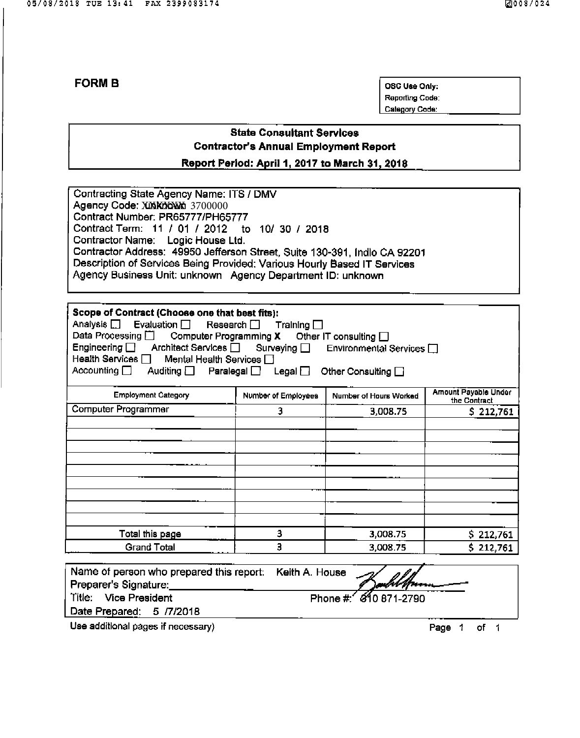**FORM B**

| OSC Use Only: |
|---|
| Reporting Code: |
| Category Code: |

**State Consultant Services**
**Contractor's Annual Employment Report**
**Report Period: April 1, 2017 to March 31, 2018**

Contracting State Agency Name: ITS / DMV
Agency Code: XXXXXXX 3700000
Contract Number: PR65777/PH65777
Contract Term: 11 / 01 / 2012 to 10/ 30 / 2018
Contractor Name: Logic House Ltd.
Contractor Address: 49950 Jefferson Street, Suite 130-391, Indio CA 92201
Description of Services Being Provided: Various Hourly Based IT Services
Agency Business Unit: unknown Agency Department ID: unknown

**Scope of Contract (Choose one that best fits):**
Analysis ☐ Evaluation ☐ Research ☐ Training ☐
Data Processing ☐ Computer Programming X Other IT consulting ☐
Engineering ☐ Architect Services ☐ Surveying ☐ Environmental Services ☐
Health Services ☐ Mental Health Services ☐
Accounting ☐ Auditing ☐ Paralegal ☐ Legal ☐ Other Consulting ☐

| Employment Category | Number of Employees | Number of Hours Worked | Amount Payable Under the Contract |
|---|---|---|---|
| Computer Programmer | 3 | 3,008.75 | $ 212,761 |
| | | | |
| | | | |
| | | | |
| | | | |
| | | | |
| | | | |
| | | | |
| | | | |
| Total this page | 3 | 3,008.75 | $ 212,761 |
| Grand Total | 3 | 3,008.75 | $ 212,761 |

Name of person who prepared this report: Keith A. House
Preparer's Signature: [signature]
Title: Vice President Phone #: 810 871-2790
Date Prepared: 5 /7/2018

Use additional pages if necessary)